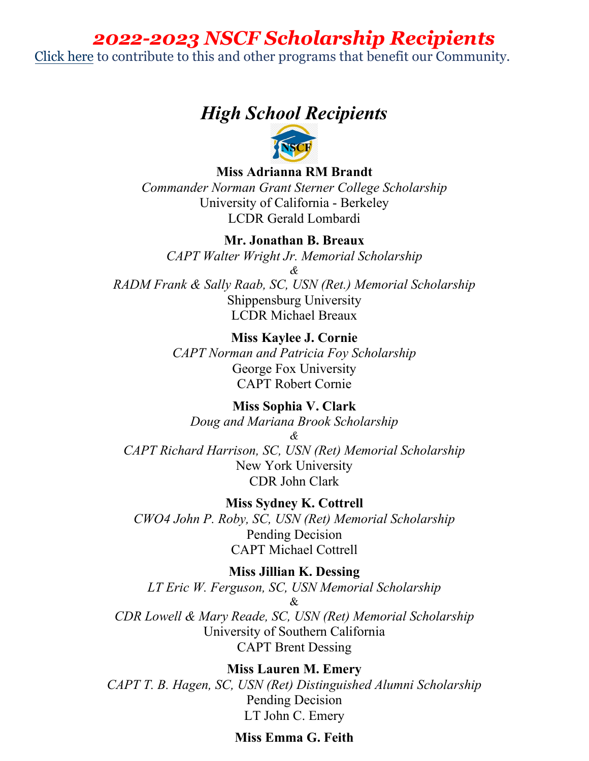# *2022-2023 NSCF Scholarship Recipients*

Click here to contribute to this and other programs that benefit our Community.

## *High School Recipients*

**Miss Adrianna RM Brandt**
*Commander Norman Grant Sterner College Scholarship*
University of California - Berkeley
LCDR Gerald Lombardi

**Mr. Jonathan B. Breaux**
*CAPT Walter Wright Jr. Memorial Scholarship*
*&*
*RADM Frank & Sally Raab, SC, USN (Ret.) Memorial Scholarship*
Shippensburg University
LCDR Michael Breaux

**Miss Kaylee J. Cornie**
*CAPT Norman and Patricia Foy Scholarship*
George Fox University
CAPT Robert Cornie

**Miss Sophia V. Clark**
*Doug and Mariana Brook Scholarship*
*&*
*CAPT Richard Harrison, SC, USN (Ret) Memorial Scholarship*
New York University
CDR John Clark

**Miss Sydney K. Cottrell**
*CWO4 John P. Roby, SC, USN (Ret) Memorial Scholarship*
Pending Decision
CAPT Michael Cottrell

**Miss Jillian K. Dessing**
*LT Eric W. Ferguson, SC, USN Memorial Scholarship*
*&*
*CDR Lowell & Mary Reade, SC, USN (Ret) Memorial Scholarship*
University of Southern California
CAPT Brent Dessing

**Miss Lauren M. Emery**
*CAPT T. B. Hagen, SC, USN (Ret) Distinguished Alumni Scholarship*
Pending Decision
LT John C. Emery

**Miss Emma G. Feith**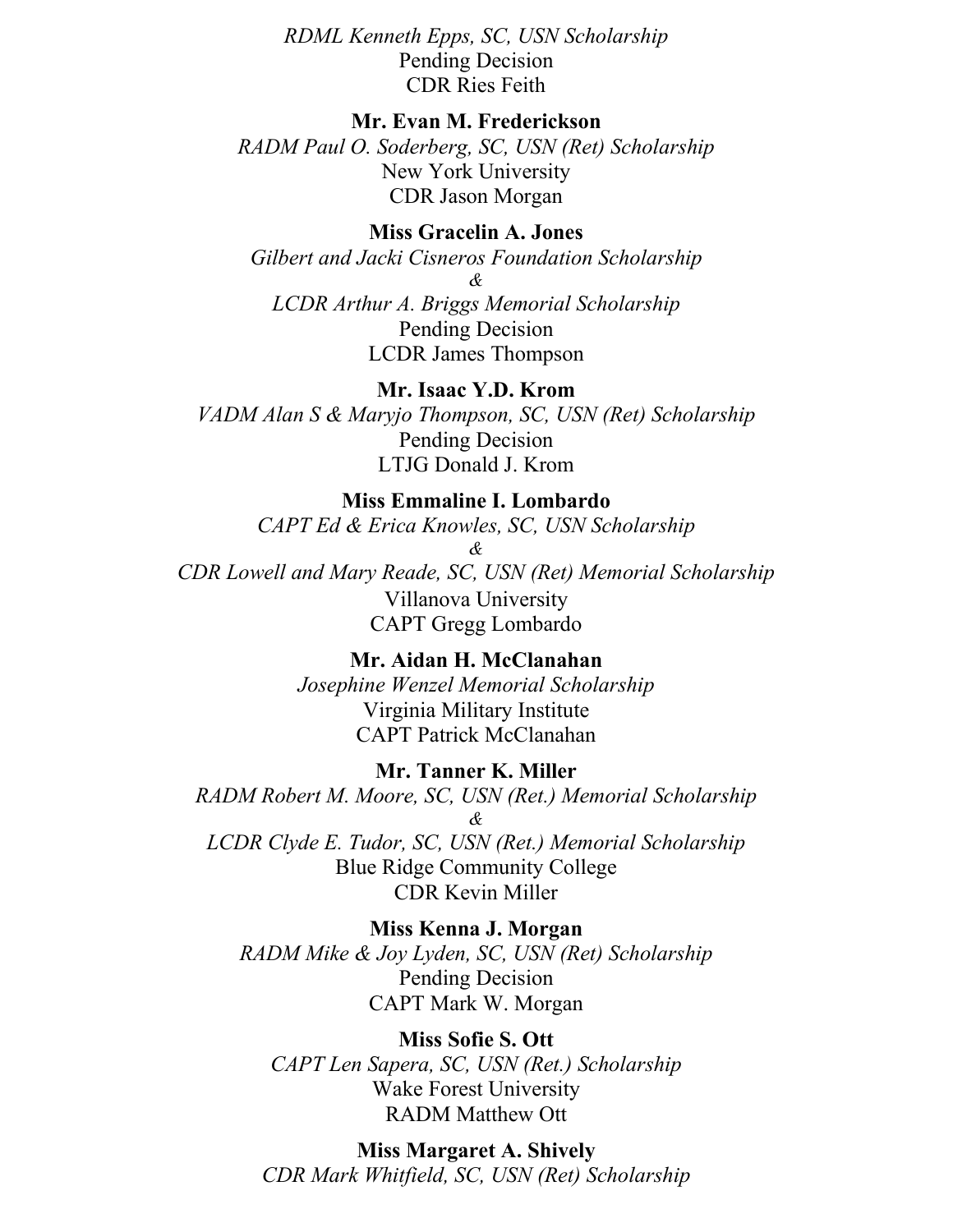*RDML Kenneth Epps, SC, USN Scholarship*
Pending Decision
CDR Ries Feith

**Mr. Evan M. Frederickson**
*RADM Paul O. Soderberg, SC, USN (Ret) Scholarship*
New York University
CDR Jason Morgan

**Miss Gracelin A. Jones**
*Gilbert and Jacki Cisneros Foundation Scholarship*
*&*
*LCDR Arthur A. Briggs Memorial Scholarship*
Pending Decision
LCDR James Thompson

**Mr. Isaac Y.D. Krom**
*VADM Alan S & Maryjo Thompson, SC, USN (Ret) Scholarship*
Pending Decision
LTJG Donald J. Krom

**Miss Emmaline I. Lombardo**
*CAPT Ed & Erica Knowles, SC, USN Scholarship*
*&*
*CDR Lowell and Mary Reade, SC, USN (Ret) Memorial Scholarship*
Villanova University
CAPT Gregg Lombardo

**Mr. Aidan H. McClanahan**
*Josephine Wenzel Memorial Scholarship*
Virginia Military Institute
CAPT Patrick McClanahan

**Mr. Tanner K. Miller**
*RADM Robert M. Moore, SC, USN (Ret.) Memorial Scholarship*
*&*
*LCDR Clyde E. Tudor, SC, USN (Ret.) Memorial Scholarship*
Blue Ridge Community College
CDR Kevin Miller

**Miss Kenna J. Morgan**
*RADM Mike & Joy Lyden, SC, USN (Ret) Scholarship*
Pending Decision
CAPT Mark W. Morgan

**Miss Sofie S. Ott**
*CAPT Len Sapera, SC, USN (Ret.) Scholarship*
Wake Forest University
RADM Matthew Ott

**Miss Margaret A. Shively**
*CDR Mark Whitfield, SC, USN (Ret) Scholarship*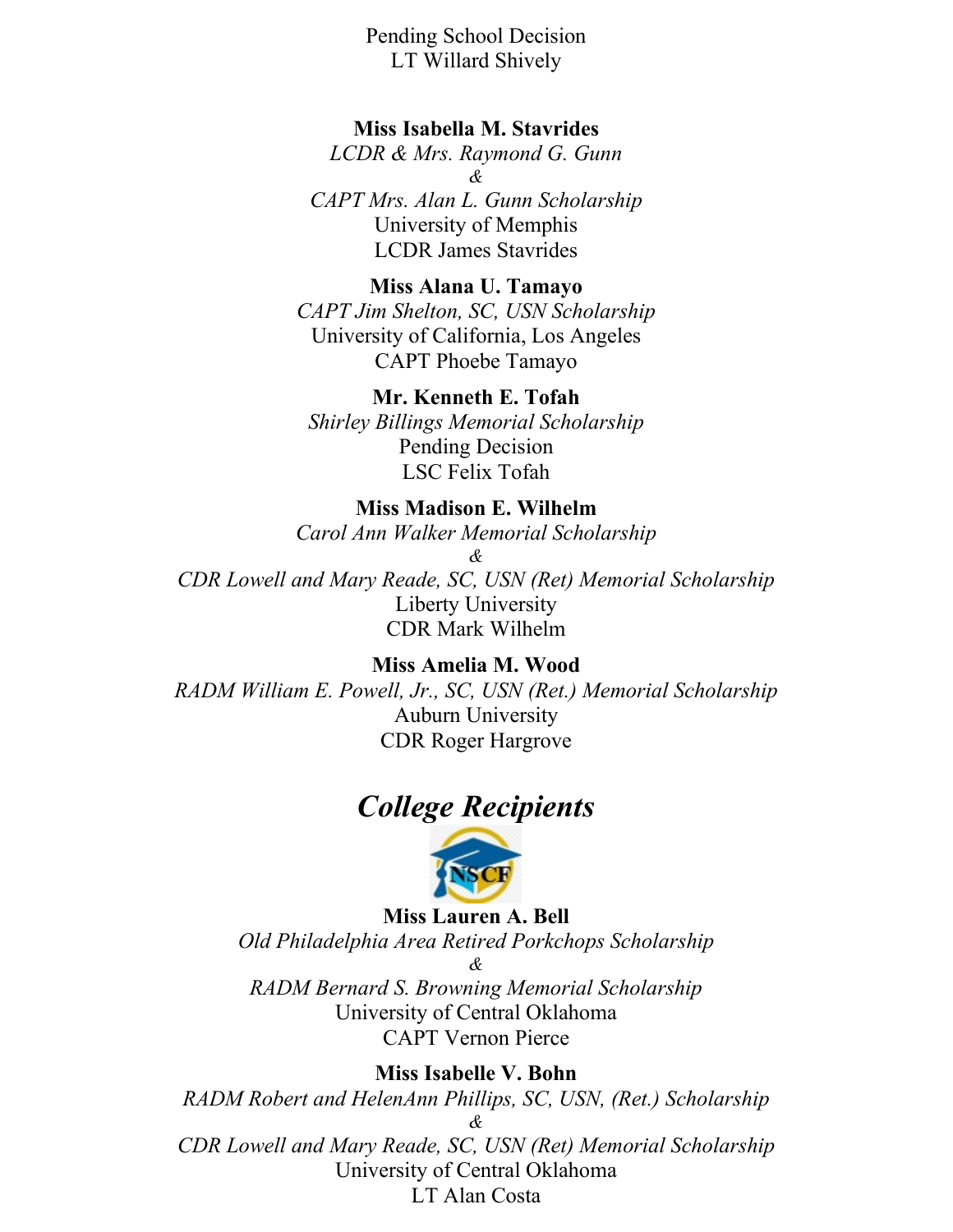Pending School Decision
LT Willard Shively

**Miss Isabella M. Stavrides**
*LCDR & Mrs. Raymond G. Gunn*
*&*
*CAPT Mrs. Alan L. Gunn Scholarship*
University of Memphis
LCDR James Stavrides

**Miss Alana U. Tamayo**
*CAPT Jim Shelton, SC, USN Scholarship*
University of California, Los Angeles
CAPT Phoebe Tamayo

**Mr. Kenneth E. Tofah**
*Shirley Billings Memorial Scholarship*
Pending Decision
LSC Felix Tofah

**Miss Madison E. Wilhelm**
*Carol Ann Walker Memorial Scholarship*
*&*
*CDR Lowell and Mary Reade, SC, USN (Ret) Memorial Scholarship*
Liberty University
CDR Mark Wilhelm

**Miss Amelia M. Wood**
*RADM William E. Powell, Jr., SC, USN (Ret.) Memorial Scholarship*
Auburn University
CDR Roger Hargrove

## *College Recipients*

**Miss Lauren A. Bell**
*Old Philadelphia Area Retired Porkchops Scholarship*
*&*
*RADM Bernard S. Browning Memorial Scholarship*
University of Central Oklahoma
CAPT Vernon Pierce

**Miss Isabelle V. Bohn**
*RADM Robert and HelenAnn Phillips, SC, USN, (Ret.) Scholarship*
*&*
*CDR Lowell and Mary Reade, SC, USN (Ret) Memorial Scholarship*
University of Central Oklahoma
LT Alan Costa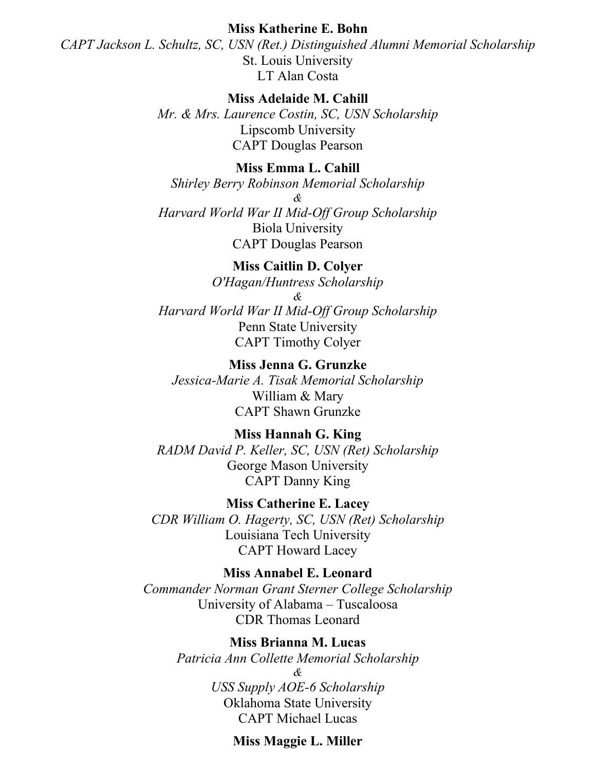**Miss Katherine E. Bohn**
*CAPT Jackson L. Schultz, SC, USN (Ret.) Distinguished Alumni Memorial Scholarship*
St. Louis University
LT Alan Costa

**Miss Adelaide M. Cahill**
*Mr. & Mrs. Laurence Costin, SC, USN Scholarship*
Lipscomb University
CAPT Douglas Pearson

**Miss Emma L. Cahill**
*Shirley Berry Robinson Memorial Scholarship*
*&*
*Harvard World War II Mid-Off Group Scholarship*
Biola University
CAPT Douglas Pearson

**Miss Caitlin D. Colyer**
*O'Hagan/Huntress Scholarship*
*&*
*Harvard World War II Mid-Off Group Scholarship*
Penn State University
CAPT Timothy Colyer

**Miss Jenna G. Grunzke**
*Jessica-Marie A. Tisak Memorial Scholarship*
William & Mary
CAPT Shawn Grunzke

**Miss Hannah G. King**
*RADM David P. Keller, SC, USN (Ret) Scholarship*
George Mason University
CAPT Danny King

**Miss Catherine E. Lacey**
*CDR William O. Hagerty, SC, USN (Ret) Scholarship*
Louisiana Tech University
CAPT Howard Lacey

**Miss Annabel E. Leonard**
*Commander Norman Grant Sterner College Scholarship*
University of Alabama – Tuscaloosa
CDR Thomas Leonard

**Miss Brianna M. Lucas**
*Patricia Ann Collette Memorial Scholarship*
*&*
*USS Supply AOE-6 Scholarship*
Oklahoma State University
CAPT Michael Lucas

**Miss Maggie L. Miller**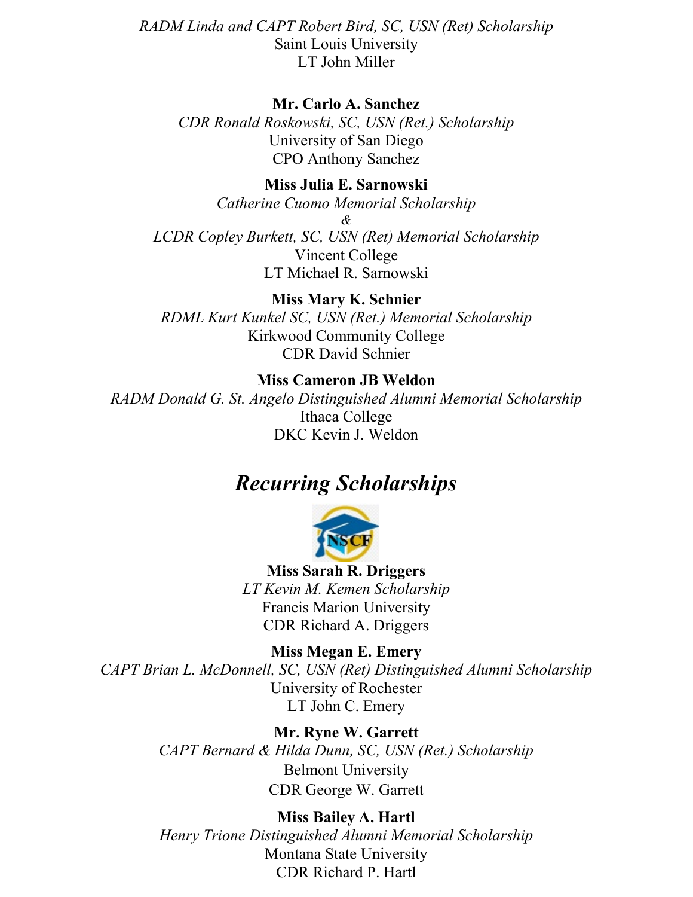*RADM Linda and CAPT Robert Bird, SC, USN (Ret) Scholarship*
Saint Louis University
LT John Miller

**Mr. Carlo A. Sanchez**
*CDR Ronald Roskowski, SC, USN (Ret.) Scholarship*
University of San Diego
CPO Anthony Sanchez

**Miss Julia E. Sarnowski**
*Catherine Cuomo Memorial Scholarship*
*&*
*LCDR Copley Burkett, SC, USN (Ret) Memorial Scholarship*
Vincent College
LT Michael R. Sarnowski

**Miss Mary K. Schnier**
*RDML Kurt Kunkel SC, USN (Ret.) Memorial Scholarship*
Kirkwood Community College
CDR David Schnier

**Miss Cameron JB Weldon**
*RADM Donald G. St. Angelo Distinguished Alumni Memorial Scholarship*
Ithaca College
DKC Kevin J. Weldon

## *Recurring Scholarships*

**Miss Sarah R. Driggers**
*LT Kevin M. Kemen Scholarship*
Francis Marion University
CDR Richard A. Driggers

**Miss Megan E. Emery**
*CAPT Brian L. McDonnell, SC, USN (Ret) Distinguished Alumni Scholarship*
University of Rochester
LT John C. Emery

**Mr. Ryne W. Garrett**
*CAPT Bernard & Hilda Dunn, SC, USN (Ret.) Scholarship*
Belmont University
CDR George W. Garrett

**Miss Bailey A. Hartl**
*Henry Trione Distinguished Alumni Memorial Scholarship*
Montana State University
CDR Richard P. Hartl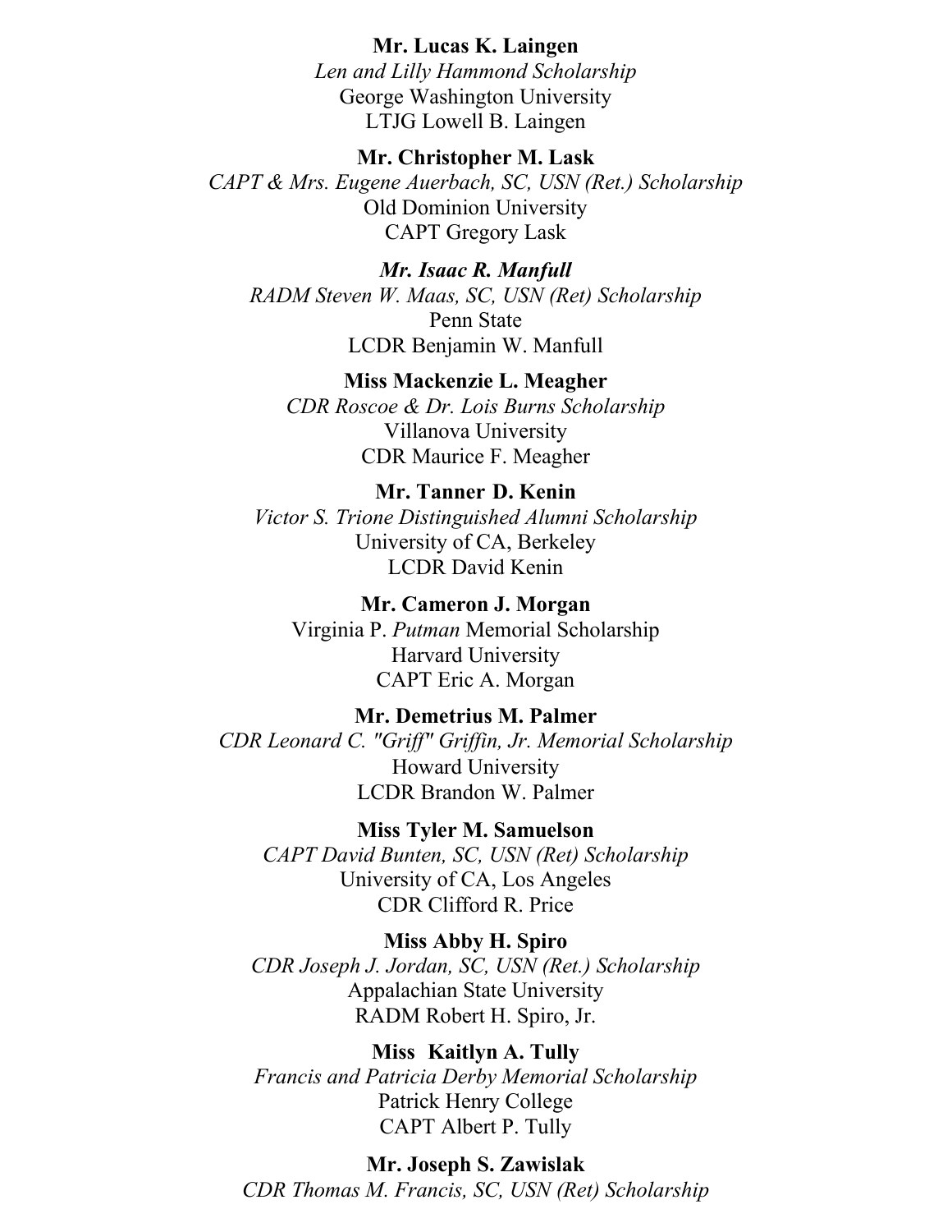**Mr. Lucas K. Laingen**
*Len and Lilly Hammond Scholarship*
George Washington University
LTJG Lowell B. Laingen

**Mr. Christopher M. Lask**
*CAPT & Mrs. Eugene Auerbach, SC, USN (Ret.) Scholarship*
Old Dominion University
CAPT Gregory Lask

***Mr. Isaac R. Manfull***
*RADM Steven W. Maas, SC, USN (Ret) Scholarship*
Penn State
LCDR Benjamin W. Manfull

**Miss Mackenzie L. Meagher**
*CDR Roscoe & Dr. Lois Burns Scholarship*
Villanova University
CDR Maurice F. Meagher

**Mr. Tanner D. Kenin**
*Victor S. Trione Distinguished Alumni Scholarship*
University of CA, Berkeley
LCDR David Kenin

**Mr. Cameron J. Morgan**
Virginia P. *Putman* Memorial Scholarship
Harvard University
CAPT Eric A. Morgan

**Mr. Demetrius M. Palmer**
*CDR Leonard C. "Griff" Griffin, Jr. Memorial Scholarship*
Howard University
LCDR Brandon W. Palmer

**Miss Tyler M. Samuelson**
*CAPT David Bunten, SC, USN (Ret) Scholarship*
University of CA, Los Angeles
CDR Clifford R. Price

**Miss Abby H. Spiro**
*CDR Joseph J. Jordan, SC, USN (Ret.) Scholarship*
Appalachian State University
RADM Robert H. Spiro, Jr.

**Miss Kaitlyn A. Tully**
*Francis and Patricia Derby Memorial Scholarship*
Patrick Henry College
CAPT Albert P. Tully

**Mr. Joseph S. Zawislak**
*CDR Thomas M. Francis, SC, USN (Ret) Scholarship*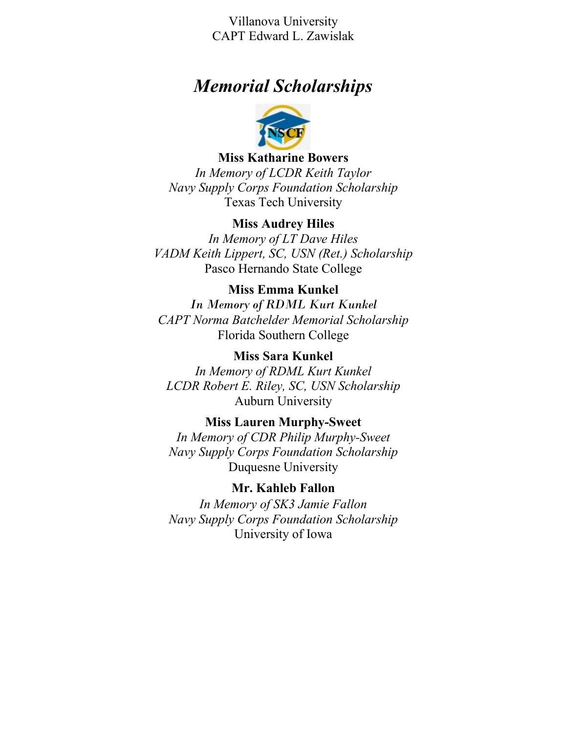Villanova University
CAPT Edward L. Zawislak

## *Memorial Scholarships*

**Miss Katharine Bowers**
*In Memory of LCDR Keith Taylor*
*Navy Supply Corps Foundation Scholarship*
Texas Tech University

**Miss Audrey Hiles**
*In Memory of LT Dave Hiles*
*VADM Keith Lippert, SC, USN (Ret.) Scholarship*
Pasco Hernando State College

**Miss Emma Kunkel**
*In Memory of RDML Kurt Kunkel*
*CAPT Norma Batchelder Memorial Scholarship*
Florida Southern College

**Miss Sara Kunkel**
*In Memory of RDML Kurt Kunkel*
*LCDR Robert E. Riley, SC, USN Scholarship*
Auburn University

**Miss Lauren Murphy-Sweet**
*In Memory of CDR Philip Murphy-Sweet*
*Navy Supply Corps Foundation Scholarship*
Duquesne University

**Mr. Kahleb Fallon**
*In Memory of SK3 Jamie Fallon*
*Navy Supply Corps Foundation Scholarship*
University of Iowa